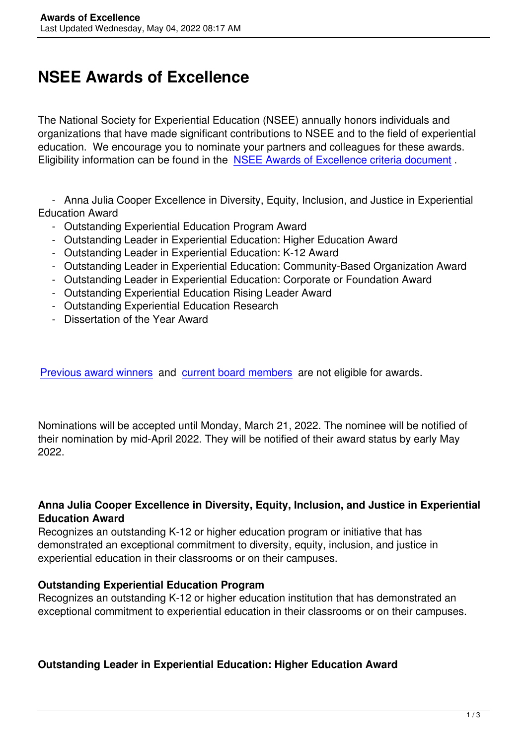# NSEE Awards of Excellence

The National Society for Experiential Education (NSEE) annually honors individuals and organizations that have made significant contributions to NSEE and to the field of experiential education. We encourage you to nominate your partners and colleagues for these awards. Eligibility information can be found in the NSEE Awards of Excellence criteria document .

- Anna Julia Cooper Excellence in Diversity, Equity, Inclusion, and Justice in Experiential Education Award
- Outstanding Experiential Education Program Award
- Outstanding Leader in Experiential Education: Higher Education Award
- Outstanding Leader in Experiential Education: K-12 Award
- Outstanding Leader in Experiential Education: Community-Based Organization Award
- Outstanding Leader in Experiential Education: Corporate or Foundation Award
- Outstanding Experiential Education Rising Leader Award
- Outstanding Experiential Education Research
- Dissertation of the Year Award

Previous award winners and current board members are not eligible for awards.

Nominations will be accepted until Monday, March 21, 2022. The nominee will be notified of their nomination by mid-April 2022. They will be notified of their award status by early May 2022.

**Anna Julia Cooper Excellence in Diversity, Equity, Inclusion, and Justice in Experiential Education Award**
Recognizes an outstanding K-12 or higher education program or initiative that has demonstrated an exceptional commitment to diversity, equity, inclusion, and justice in experiential education in their classrooms or on their campuses.

**Outstanding Experiential Education Program**
Recognizes an outstanding K-12 or higher education institution that has demonstrated an exceptional commitment to experiential education in their classrooms or on their campuses.

**Outstanding Leader in Experiential Education: Higher Education Award**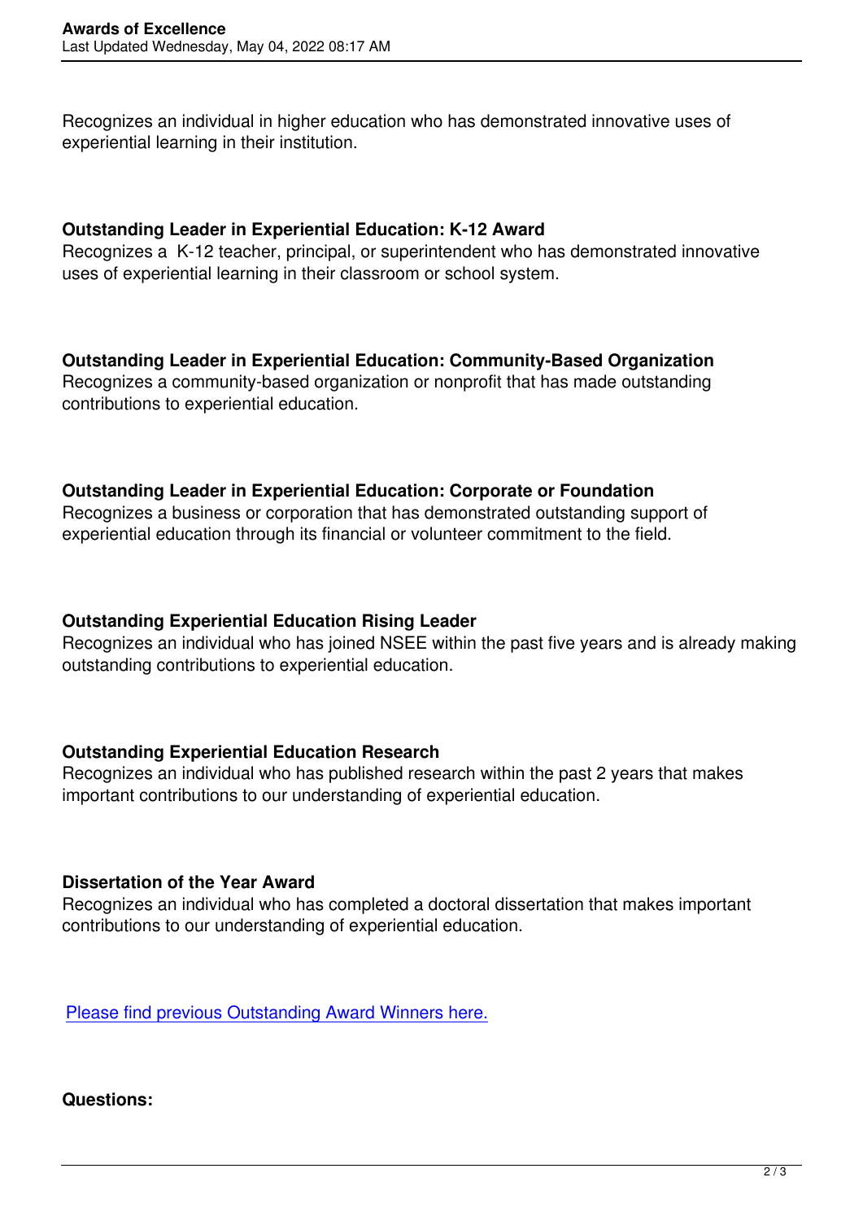Recognizes an individual in higher education who has demonstrated innovative uses of experiential learning in their institution.

**Outstanding Leader in Experiential Education: K-12 Award**
Recognizes a K-12 teacher, principal, or superintendent who has demonstrated innovative uses of experiential learning in their classroom or school system.

**Outstanding Leader in Experiential Education: Community-Based Organization**
Recognizes a community-based organization or nonprofit that has made outstanding contributions to experiential education.

**Outstanding Leader in Experiential Education: Corporate or Foundation**
Recognizes a business or corporation that has demonstrated outstanding support of experiential education through its financial or volunteer commitment to the field.

**Outstanding Experiential Education Rising Leader**
Recognizes an individual who has joined NSEE within the past five years and is already making outstanding contributions to experiential education.

**Outstanding Experiential Education Research**
Recognizes an individual who has published research within the past 2 years that makes important contributions to our understanding of experiential education.

**Dissertation of the Year Award**
Recognizes an individual who has completed a doctoral dissertation that makes important contributions to our understanding of experiential education.

Please find previous Outstanding Award Winners here.

**Questions:**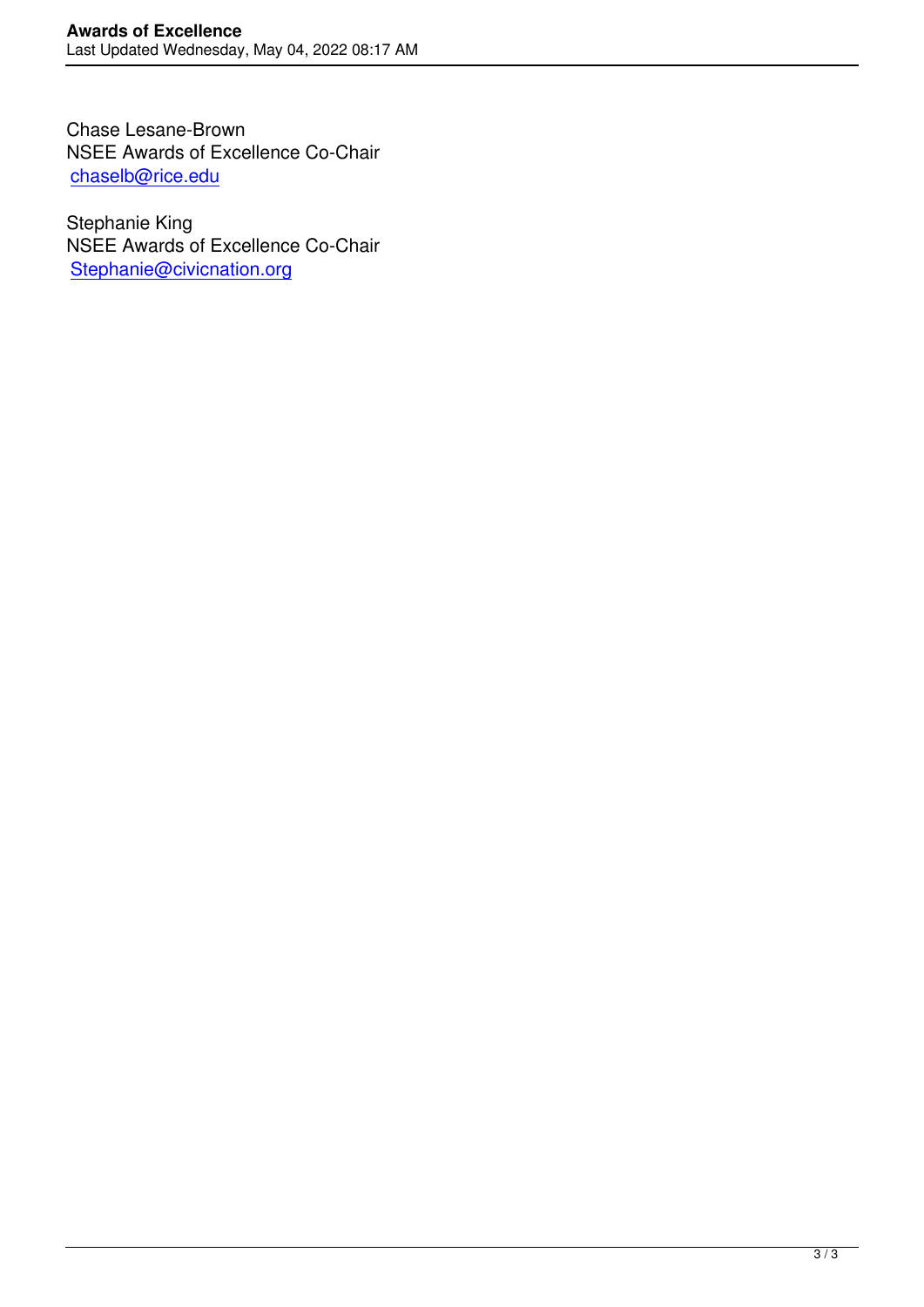Chase Lesane-Brown
NSEE Awards of Excellence Co-Chair
chaselb@rice.edu

Stephanie King
NSEE Awards of Excellence Co-Chair
Stephanie@civicnation.org